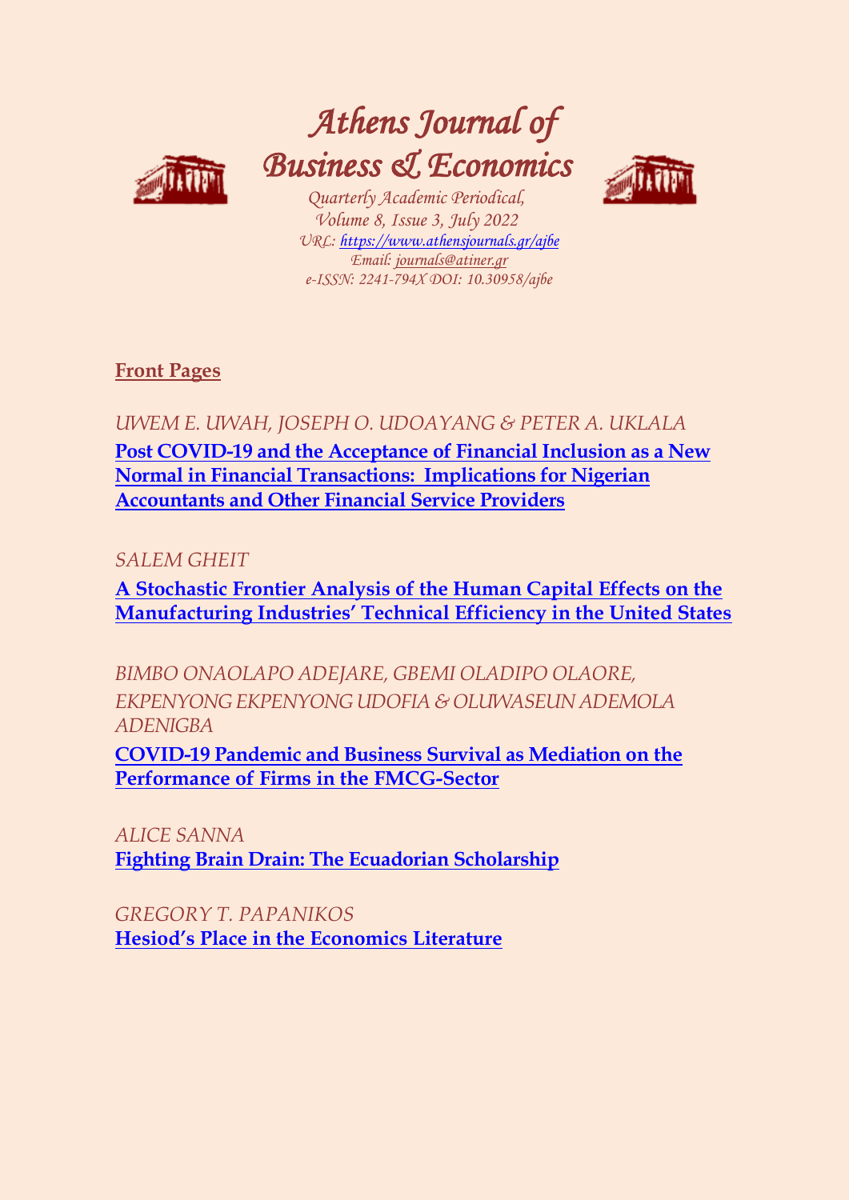# Athens Journal of Business & Economics

*Quarterly Academic Periodical,*
*Volume 8, Issue 3, July 2022*
*URL: https://www.athensjournals.gr/ajbe*
*Email: journals@atiner.gr*
*e-ISSN: 2241-794X DOI: 10.30958/ajbe*

**Front Pages**

*UWEM E. UWAH, JOSEPH O. UDOAYANG & PETER A. UKLALA*

**Post COVID-19 and the Acceptance of Financial Inclusion as a New Normal in Financial Transactions: Implications for Nigerian Accountants and Other Financial Service Providers**

*SALEM GHEIT*

**A Stochastic Frontier Analysis of the Human Capital Effects on the Manufacturing Industries' Technical Efficiency in the United States**

*BIMBO ONAOLAPO ADEJARE, GBEMI OLADIPO OLAORE, EKPENYONG EKPENYONG UDOFIA & OLUWASEUN ADEMOLA ADENIGBA*

**COVID-19 Pandemic and Business Survival as Mediation on the Performance of Firms in the FMCG-Sector**

*ALICE SANNA*

**Fighting Brain Drain: The Ecuadorian Scholarship**

*GREGORY T. PAPANIKOS*

**Hesiod's Place in the Economics Literature**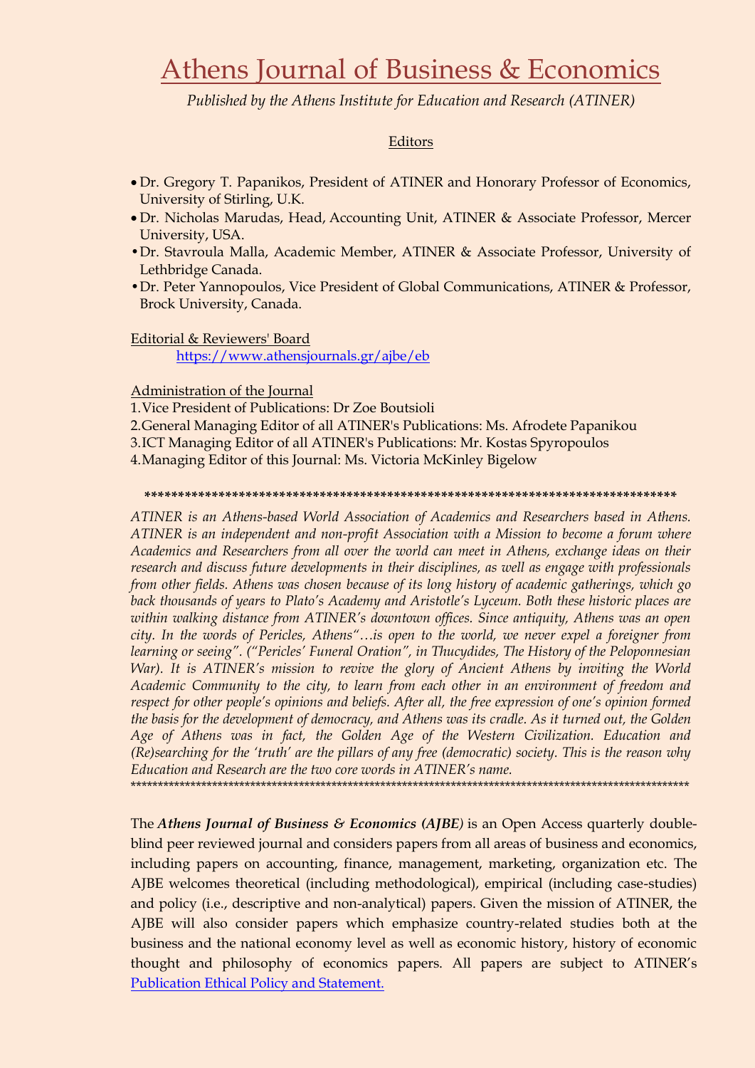# Athens Journal of Business & Economics

*Published by the Athens Institute for Education and Research (ATINER)*

Editors

- Dr. Gregory T. Papanikos, President of ATINER and Honorary Professor of Economics, University of Stirling, U.K.
- Dr. Nicholas Marudas, Head, Accounting Unit, ATINER & Associate Professor, Mercer University, USA.
- Dr. Stavroula Malla, Academic Member, ATINER & Associate Professor, University of Lethbridge Canada.
- Dr. Peter Yannopoulos, Vice President of Global Communications, ATINER & Professor, Brock University, Canada.

Editorial & Reviewers' Board

https://www.athensjournals.gr/ajbe/eb

Administration of the Journal

1. Vice President of Publications: Dr Zoe Boutsioli
2. General Managing Editor of all ATINER's Publications: Ms. Afrodete Papanikou
3. ICT Managing Editor of all ATINER's Publications: Mr. Kostas Spyropoulos
4. Managing Editor of this Journal: Ms. Victoria McKinley Bigelow

*****************************************************************************

*ATINER is an Athens-based World Association of Academics and Researchers based in Athens. ATINER is an independent and non-profit Association with a Mission to become a forum where Academics and Researchers from all over the world can meet in Athens, exchange ideas on their research and discuss future developments in their disciplines, as well as engage with professionals from other fields. Athens was chosen because of its long history of academic gatherings, which go back thousands of years to Plato's Academy and Aristotle's Lyceum. Both these historic places are within walking distance from ATINER's downtown offices. Since antiquity, Athens was an open city. In the words of Pericles, Athens"…is open to the world, we never expel a foreigner from learning or seeing". ("Pericles' Funeral Oration", in Thucydides, The History of the Peloponnesian War). It is ATINER's mission to revive the glory of Ancient Athens by inviting the World Academic Community to the city, to learn from each other in an environment of freedom and respect for other people's opinions and beliefs. After all, the free expression of one's opinion formed the basis for the development of democracy, and Athens was its cradle. As it turned out, the Golden Age of Athens was in fact, the Golden Age of the Western Civilization. Education and (Re)searching for the 'truth' are the pillars of any free (democratic) society. This is the reason why Education and Research are the two core words in ATINER's name.*

*****************************************************************************************************

The ***Athens Journal of Business & Economics (AJBE)*** is an Open Access quarterly double-blind peer reviewed journal and considers papers from all areas of business and economics, including papers on accounting, finance, management, marketing, organization etc. The AJBE welcomes theoretical (including methodological), empirical (including case-studies) and policy (i.e., descriptive and non-analytical) papers. Given the mission of ATINER, the AJBE will also consider papers which emphasize country-related studies both at the business and the national economy level as well as economic history, history of economic thought and philosophy of economics papers. All papers are subject to ATINER's Publication Ethical Policy and Statement.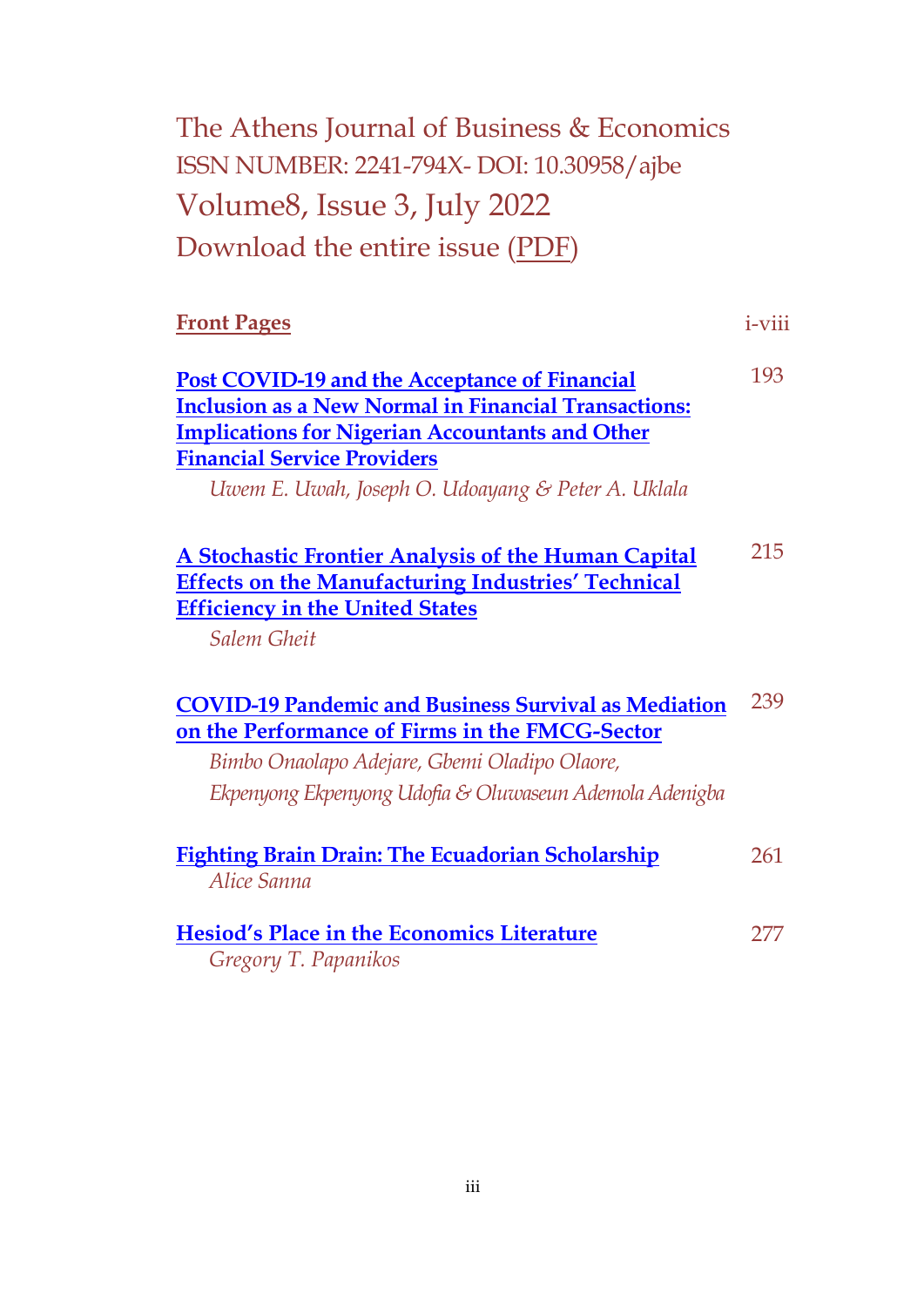# The Athens Journal of Business & Economics

ISSN NUMBER: 2241-794X- DOI: 10.30958/ajbe

## Volume8, Issue 3, July 2022

Download the entire issue (PDF)

| | |
|---|---|
| **Front Pages** | i-viii |
| **Post COVID-19 and the Acceptance of Financial Inclusion as a New Normal in Financial Transactions: Implications for Nigerian Accountants and Other Financial Service Providers**<br>*Uwem E. Uwah, Joseph O. Udoayang & Peter A. Uklala* | 193 |
| **A Stochastic Frontier Analysis of the Human Capital Effects on the Manufacturing Industries' Technical Efficiency in the United States**<br>*Salem Gheit* | 215 |
| **COVID-19 Pandemic and Business Survival as Mediation on the Performance of Firms in the FMCG-Sector**<br>*Bimbo Onaolapo Adejare, Gbemi Oladipo Olaore, Ekpenyong Ekpenyong Udofia & Oluwaseun Ademola Adenigba* | 239 |
| **Fighting Brain Drain: The Ecuadorian Scholarship**<br>*Alice Sanna* | 261 |
| **Hesiod's Place in the Economics Literature**<br>*Gregory T. Papanikos* | 277 |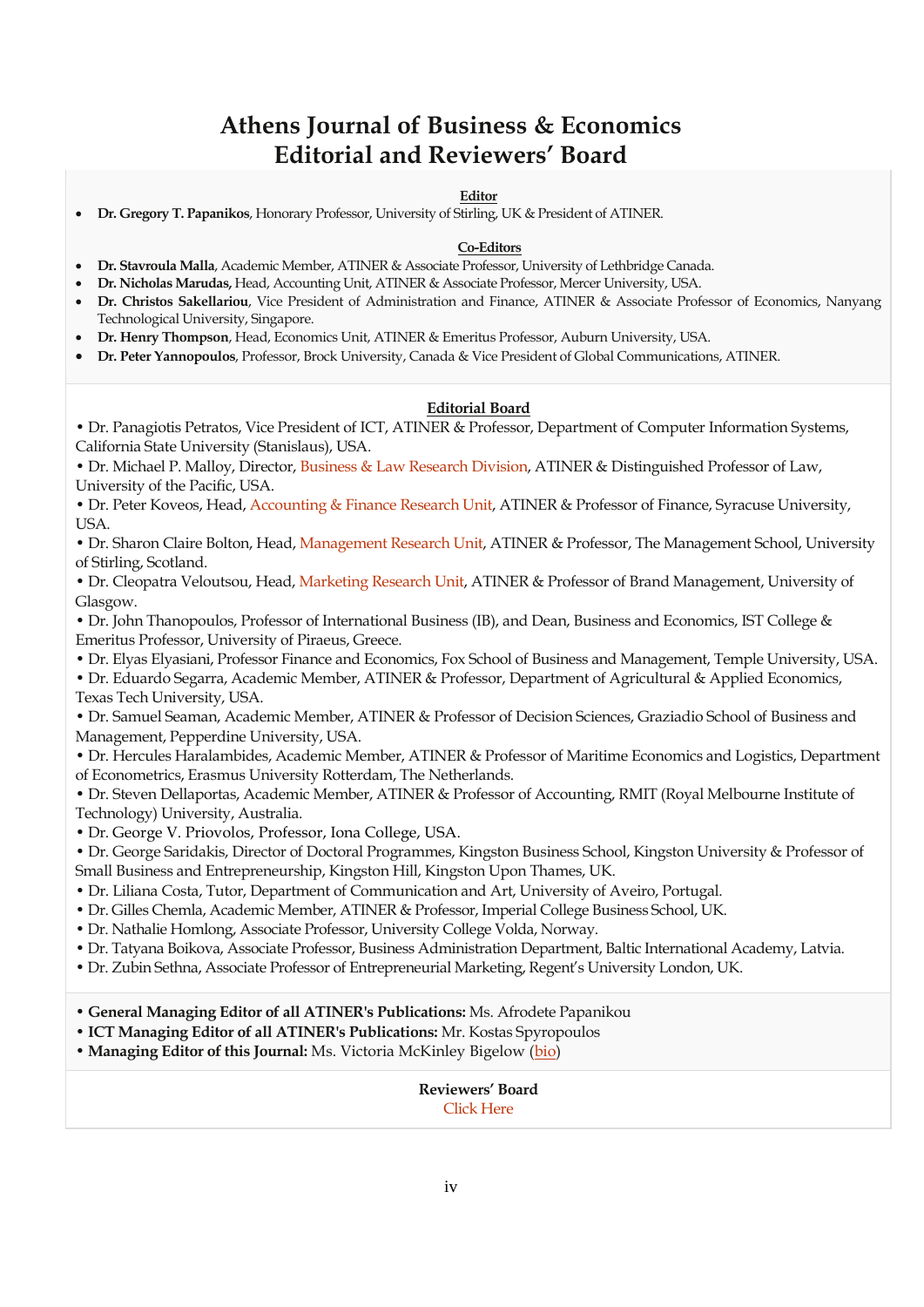# Athens Journal of Business & Economics
# Editorial and Reviewers' Board

**Editor**

- **Dr. Gregory T. Papanikos**, Honorary Professor, University of Stirling, UK & President of ATINER.

**Co-Editors**

- **Dr. Stavroula Malla**, Academic Member, ATINER & Associate Professor, University of Lethbridge Canada.
- **Dr. Nicholas Marudas,** Head, Accounting Unit, ATINER & Associate Professor, Mercer University, USA.
- **Dr. Christos Sakellariou**, Vice President of Administration and Finance, ATINER & Associate Professor of Economics, Nanyang Technological University, Singapore.
- **Dr. Henry Thompson**, Head, Economics Unit, ATINER & Emeritus Professor, Auburn University, USA.
- **Dr. Peter Yannopoulos**, Professor, Brock University, Canada & Vice President of Global Communications, ATINER.

**Editorial Board**

- Dr. Panagiotis Petratos, Vice President of ICT, ATINER & Professor, Department of Computer Information Systems, California State University (Stanislaus), USA.
- Dr. Michael P. Malloy, Director, Business & Law Research Division, ATINER & Distinguished Professor of Law, University of the Pacific, USA.
- Dr. Peter Koveos, Head, Accounting & Finance Research Unit, ATINER & Professor of Finance, Syracuse University, USA.
- Dr. Sharon Claire Bolton, Head, Management Research Unit, ATINER & Professor, The Management School, University of Stirling, Scotland.
- Dr. Cleopatra Veloutsou, Head, Marketing Research Unit, ATINER & Professor of Brand Management, University of Glasgow.
- Dr. John Thanopoulos, Professor of International Business (IB), and Dean, Business and Economics, IST College & Emeritus Professor, University of Piraeus, Greece.
- Dr. Elyas Elyasiani, Professor Finance and Economics, Fox School of Business and Management, Temple University, USA.
- Dr. Eduardo Segarra, Academic Member, ATINER & Professor, Department of Agricultural & Applied Economics, Texas Tech University, USA.
- Dr. Samuel Seaman, Academic Member, ATINER & Professor of Decision Sciences, Graziadio School of Business and Management, Pepperdine University, USA.
- Dr. Hercules Haralambides, Academic Member, ATINER & Professor of Maritime Economics and Logistics, Department of Econometrics, Erasmus University Rotterdam, The Netherlands.
- Dr. Steven Dellaportas, Academic Member, ATINER & Professor of Accounting, RMIT (Royal Melbourne Institute of Technology) University, Australia.
- Dr. George V. Priovolos, Professor, Iona College, USA.
- Dr. George Saridakis, Director of Doctoral Programmes, Kingston Business School, Kingston University & Professor of Small Business and Entrepreneurship, Kingston Hill, Kingston Upon Thames, UK.
- Dr. Liliana Costa, Tutor, Department of Communication and Art, University of Aveiro, Portugal.
- Dr. Gilles Chemla, Academic Member, ATINER & Professor, Imperial College Business School, UK.
- Dr. Nathalie Homlong, Associate Professor, University College Volda, Norway.
- Dr. Tatyana Boikova, Associate Professor, Business Administration Department, Baltic International Academy, Latvia.
- Dr. Zubin Sethna, Associate Professor of Entrepreneurial Marketing, Regent's University London, UK.

- **General Managing Editor of all ATINER's Publications:** Ms. Afrodete Papanikou
- **ICT Managing Editor of all ATINER's Publications:** Mr. Kostas Spyropoulos
- **Managing Editor of this Journal:** Ms. Victoria McKinley Bigelow (bio)

**Reviewers' Board**

Click Here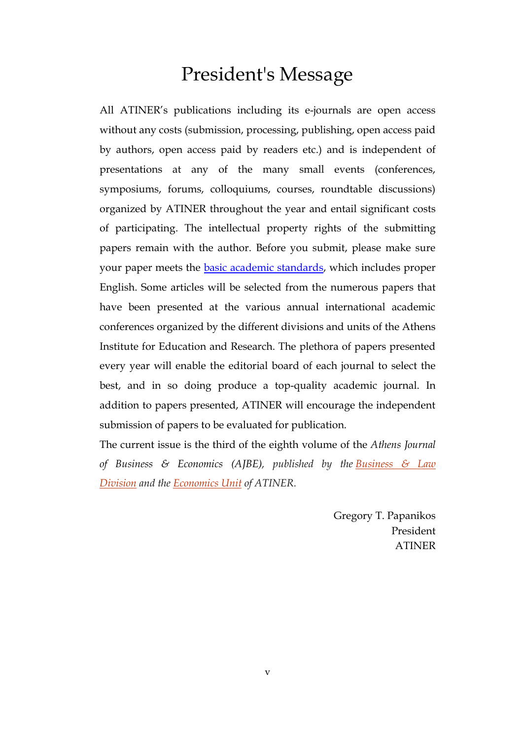# President's Message

All ATINER's publications including its e-journals are open access without any costs (submission, processing, publishing, open access paid by authors, open access paid by readers etc.) and is independent of presentations at any of the many small events (conferences, symposiums, forums, colloquiums, courses, roundtable discussions) organized by ATINER throughout the year and entail significant costs of participating. The intellectual property rights of the submitting papers remain with the author. Before you submit, please make sure your paper meets the basic academic standards, which includes proper English. Some articles will be selected from the numerous papers that have been presented at the various annual international academic conferences organized by the different divisions and units of the Athens Institute for Education and Research. The plethora of papers presented every year will enable the editorial board of each journal to select the best, and in so doing produce a top-quality academic journal. In addition to papers presented, ATINER will encourage the independent submission of papers to be evaluated for publication.

The current issue is the third of the eighth volume of the *Athens Journal of Business & Economics (AJBE), published by the Business & Law Division and the Economics Unit of ATINER.*

Gregory T. Papanikos
President
ATINER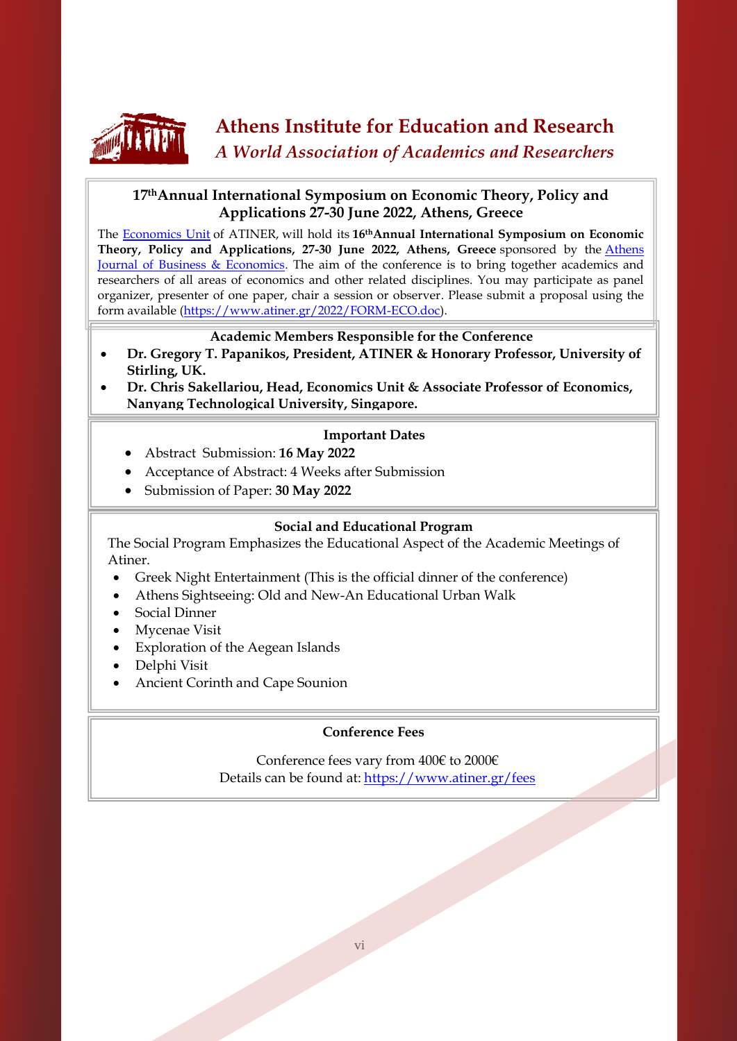# Athens Institute for Education and Research

*A World Association of Academics and Researchers*

## 17th Annual International Symposium on Economic Theory, Policy and Applications 27-30 June 2022, Athens, Greece

The [Economics Unit](#) of ATINER, will hold its **16th Annual International Symposium on Economic Theory, Policy and Applications, 27-30 June 2022, Athens, Greece** sponsored by the [Athens Journal of Business & Economics](#). The aim of the conference is to bring together academics and researchers of all areas of economics and other related disciplines. You may participate as panel organizer, presenter of one paper, chair a session or observer. Please submit a proposal using the form available (https://www.atiner.gr/2022/FORM-ECO.doc).

### Academic Members Responsible for the Conference

- **Dr. Gregory T. Papanikos, President, ATINER & Honorary Professor, University of Stirling, UK.**
- **Dr. Chris Sakellariou, Head, Economics Unit & Associate Professor of Economics, Nanyang Technological University, Singapore.**

### Important Dates

- Abstract Submission: **16 May 2022**
- Acceptance of Abstract: 4 Weeks after Submission
- Submission of Paper: **30 May 2022**

### Social and Educational Program

The Social Program Emphasizes the Educational Aspect of the Academic Meetings of Atiner.

- Greek Night Entertainment (This is the official dinner of the conference)
- Athens Sightseeing: Old and New-An Educational Urban Walk
- Social Dinner
- Mycenae Visit
- Exploration of the Aegean Islands
- Delphi Visit
- Ancient Corinth and Cape Sounion

### Conference Fees

Conference fees vary from 400€ to 2000€
Details can be found at: https://www.atiner.gr/fees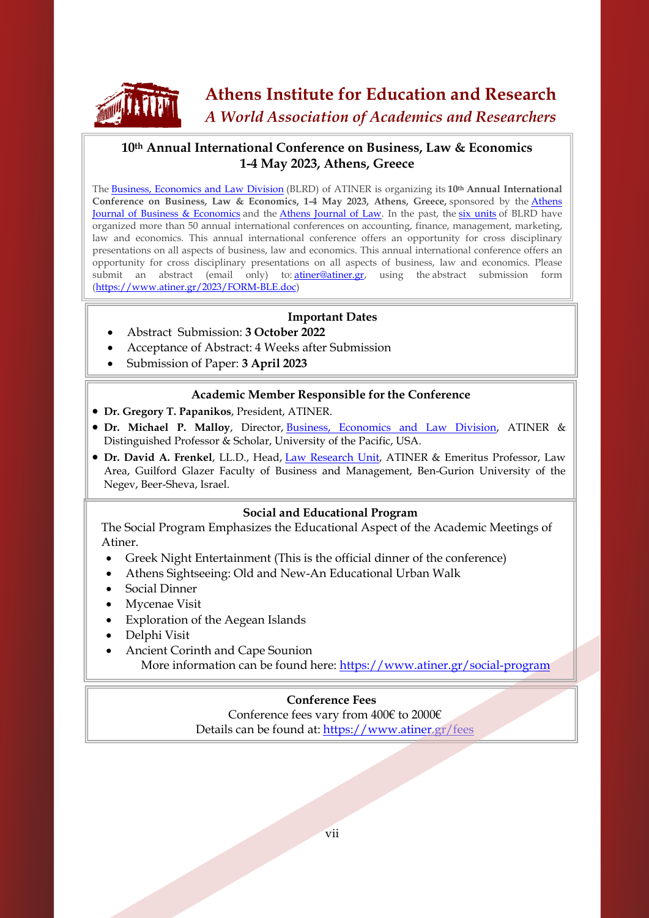# Athens Institute for Education and Research

*A World Association of Academics and Researchers*

## 10th Annual International Conference on Business, Law & Economics 1-4 May 2023, Athens, Greece

The Business, Economics and Law Division (BLRD) of ATINER is organizing its **10th Annual International Conference on Business, Law & Economics, 1-4 May 2023, Athens, Greece,** sponsored by the Athens Journal of Business & Economics and the Athens Journal of Law. In the past, the six units of BLRD have organized more than 50 annual international conferences on accounting, finance, management, marketing, law and economics. This annual international conference offers an opportunity for cross disciplinary presentations on all aspects of business, law and economics. This annual international conference offers an opportunity for cross disciplinary presentations on all aspects of business, law and economics. Please submit an abstract (email only) to: atiner@atiner.gr, using the abstract submission form (https://www.atiner.gr/2023/FORM-BLE.doc)

### Important Dates

- Abstract Submission: **3 October 2022**
- Acceptance of Abstract: 4 Weeks after Submission
- Submission of Paper: **3 April 2023**

### Academic Member Responsible for the Conference

- **Dr. Gregory T. Papanikos**, President, ATINER.
- **Dr. Michael P. Malloy**, Director, Business, Economics and Law Division, ATINER & Distinguished Professor & Scholar, University of the Pacific, USA.
- **Dr. David A. Frenkel**, LL.D., Head, Law Research Unit, ATINER & Emeritus Professor, Law Area, Guilford Glazer Faculty of Business and Management, Ben-Gurion University of the Negev, Beer-Sheva, Israel.

### Social and Educational Program

The Social Program Emphasizes the Educational Aspect of the Academic Meetings of Atiner.

- Greek Night Entertainment (This is the official dinner of the conference)
- Athens Sightseeing: Old and New-An Educational Urban Walk
- Social Dinner
- Mycenae Visit
- Exploration of the Aegean Islands
- Delphi Visit
- Ancient Corinth and Cape Sounion

More information can be found here: https://www.atiner.gr/social-program

### Conference Fees

Conference fees vary from 400€ to 2000€

Details can be found at: https://www.atiner.gr/fees